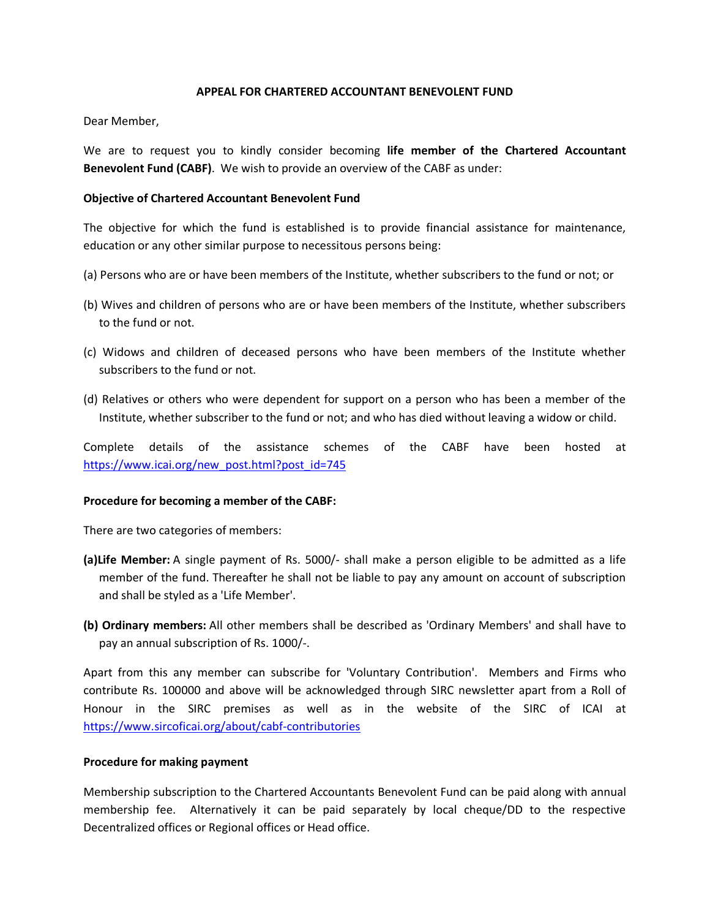# APPEAL FOR CHARTERED ACCOUNTANT BENEVOLENT FUND

Dear Member,

We are to request you to kindly consider becoming **life member of the Chartered Accountant Benevolent Fund (CABF)**. We wish to provide an overview of the CABF as under:

**Objective of Chartered Accountant Benevolent Fund**

The objective for which the fund is established is to provide financial assistance for maintenance, education or any other similar purpose to necessitous persons being:

(a) Persons who are or have been members of the Institute, whether subscribers to the fund or not; or

(b) Wives and children of persons who are or have been members of the Institute, whether subscribers to the fund or not.

(c) Widows and children of deceased persons who have been members of the Institute whether subscribers to the fund or not.

(d) Relatives or others who were dependent for support on a person who has been a member of the Institute, whether subscriber to the fund or not; and who has died without leaving a widow or child.

Complete details of the assistance schemes of the CABF have been hosted at https://www.icai.org/new_post.html?post_id=745

**Procedure for becoming a member of the CABF:**

There are two categories of members:

**(a)Life Member:** A single payment of Rs. 5000/- shall make a person eligible to be admitted as a life member of the fund. Thereafter he shall not be liable to pay any amount on account of subscription and shall be styled as a 'Life Member'.

**(b) Ordinary members:** All other members shall be described as 'Ordinary Members' and shall have to pay an annual subscription of Rs. 1000/-.

Apart from this any member can subscribe for 'Voluntary Contribution'. Members and Firms who contribute Rs. 100000 and above will be acknowledged through SIRC newsletter apart from a Roll of Honour in the SIRC premises as well as in the website of the SIRC of ICAI at https://www.sircoficai.org/about/cabf-contributories

**Procedure for making payment**

Membership subscription to the Chartered Accountants Benevolent Fund can be paid along with annual membership fee. Alternatively it can be paid separately by local cheque/DD to the respective Decentralized offices or Regional offices or Head office.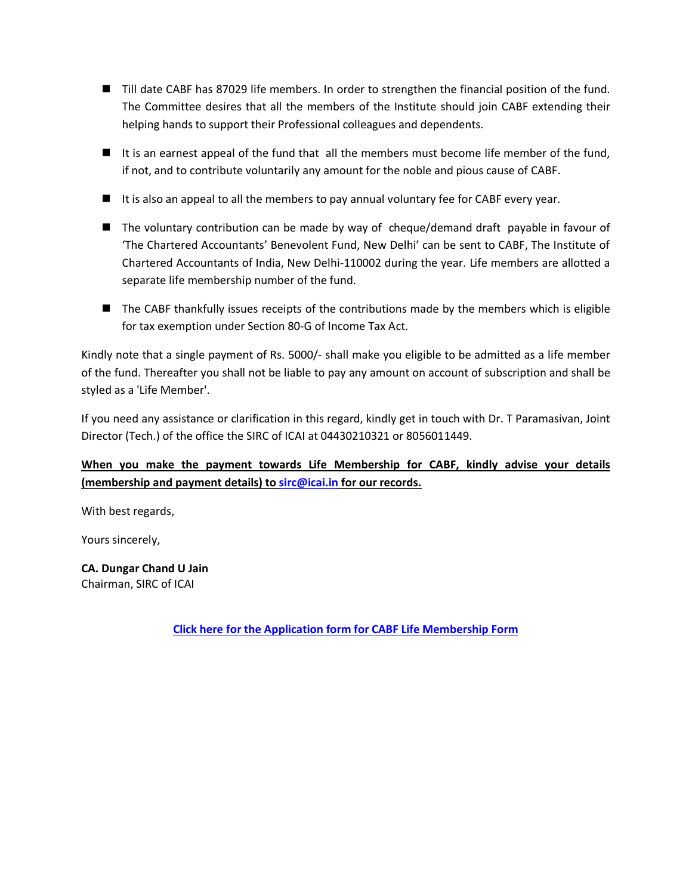- Till date CABF has 87029 life members. In order to strengthen the financial position of the fund. The Committee desires that all the members of the Institute should join CABF extending their helping hands to support their Professional colleagues and dependents.
- It is an earnest appeal of the fund that all the members must become life member of the fund, if not, and to contribute voluntarily any amount for the noble and pious cause of CABF.
- It is also an appeal to all the members to pay annual voluntary fee for CABF every year.
- The voluntary contribution can be made by way of cheque/demand draft payable in favour of 'The Chartered Accountants' Benevolent Fund, New Delhi' can be sent to CABF, The Institute of Chartered Accountants of India, New Delhi-110002 during the year. Life members are allotted a separate life membership number of the fund.
- The CABF thankfully issues receipts of the contributions made by the members which is eligible for tax exemption under Section 80-G of Income Tax Act.

Kindly note that a single payment of Rs. 5000/- shall make you eligible to be admitted as a life member of the fund. Thereafter you shall not be liable to pay any amount on account of subscription and shall be styled as a 'Life Member'.

If you need any assistance or clarification in this regard, kindly get in touch with Dr. T Paramasivan, Joint Director (Tech.) of the office the SIRC of ICAI at 04430210321 or 8056011449.

**When you make the payment towards Life Membership for CABF, kindly advise your details (membership and payment details) to sirc@icai.in for our records.**

With best regards,

Yours sincerely,

**CA. Dungar Chand U Jain**
Chairman, SIRC of ICAI

**Click here for the Application form for CABF Life Membership Form**